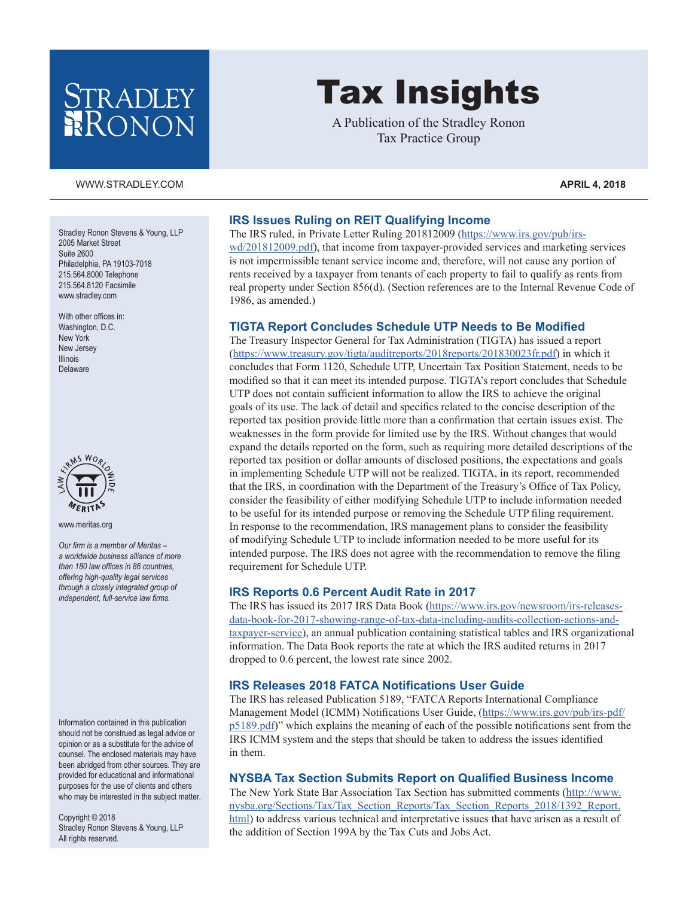# Tax Insights

A Publication of the Stradley Ronon Tax Practice Group

WWW.STRADLEY.COM

**APRIL 4, 2018**

Stradley Ronon Stevens & Young, LLP
2005 Market Street
Suite 2600
Philadelphia, PA 19103-7018
215.564.8000 Telephone
215.564.8120 Facsimile
www.stradley.com

With other offices in:
Washington, D.C.
New York
New Jersey
Illinois
Delaware

www.meritas.org

*Our firm is a member of Meritas – a worldwide business alliance of more than 180 law offices in 86 countries, offering high-quality legal services through a closely integrated group of independent, full-service law firms.*

Information contained in this publication should not be construed as legal advice or opinion or as a substitute for the advice of counsel. The enclosed materials may have been abridged from other sources. They are provided for educational and informational purposes for the use of clients and others who may be interested in the subject matter.

Copyright © 2018
Stradley Ronon Stevens & Young, LLP
All rights reserved.

## IRS Issues Ruling on REIT Qualifying Income

The IRS ruled, in Private Letter Ruling 201812009 (https://www.irs.gov/pub/irs-wd/201812009.pdf), that income from taxpayer-provided services and marketing services is not impermissible tenant service income and, therefore, will not cause any portion of rents received by a taxpayer from tenants of each property to fail to qualify as rents from real property under Section 856(d). (Section references are to the Internal Revenue Code of 1986, as amended.)

## TIGTA Report Concludes Schedule UTP Needs to Be Modified

The Treasury Inspector General for Tax Administration (TIGTA) has issued a report (https://www.treasury.gov/tigta/auditreports/2018reports/201830023fr.pdf) in which it concludes that Form 1120, Schedule UTP, Uncertain Tax Position Statement, needs to be modified so that it can meet its intended purpose. TIGTA's report concludes that Schedule UTP does not contain sufficient information to allow the IRS to achieve the original goals of its use. The lack of detail and specifics related to the concise description of the reported tax position provide little more than a confirmation that certain issues exist. The weaknesses in the form provide for limited use by the IRS. Without changes that would expand the details reported on the form, such as requiring more detailed descriptions of the reported tax position or dollar amounts of disclosed positions, the expectations and goals in implementing Schedule UTP will not be realized. TIGTA, in its report, recommended that the IRS, in coordination with the Department of the Treasury's Office of Tax Policy, consider the feasibility of either modifying Schedule UTP to include information needed to be useful for its intended purpose or removing the Schedule UTP filing requirement. In response to the recommendation, IRS management plans to consider the feasibility of modifying Schedule UTP to include information needed to be more useful for its intended purpose. The IRS does not agree with the recommendation to remove the filing requirement for Schedule UTP.

## IRS Reports 0.6 Percent Audit Rate in 2017

The IRS has issued its 2017 IRS Data Book (https://www.irs.gov/newsroom/irs-releases-data-book-for-2017-showing-range-of-tax-data-including-audits-collection-actions-and-taxpayer-service), an annual publication containing statistical tables and IRS organizational information. The Data Book reports the rate at which the IRS audited returns in 2017 dropped to 0.6 percent, the lowest rate since 2002.

## IRS Releases 2018 FATCA Notifications User Guide

The IRS has released Publication 5189, "FATCA Reports International Compliance Management Model (ICMM) Notifications User Guide, (https://www.irs.gov/pub/irs-pdf/p5189.pdf)" which explains the meaning of each of the possible notifications sent from the IRS ICMM system and the steps that should be taken to address the issues identified in them.

## NYSBA Tax Section Submits Report on Qualified Business Income

The New York State Bar Association Tax Section has submitted comments (http://www.nysba.org/Sections/Tax/Tax_Section_Reports/Tax_Section_Reports_2018/1392_Report.html) to address various technical and interpretative issues that have arisen as a result of the addition of Section 199A by the Tax Cuts and Jobs Act.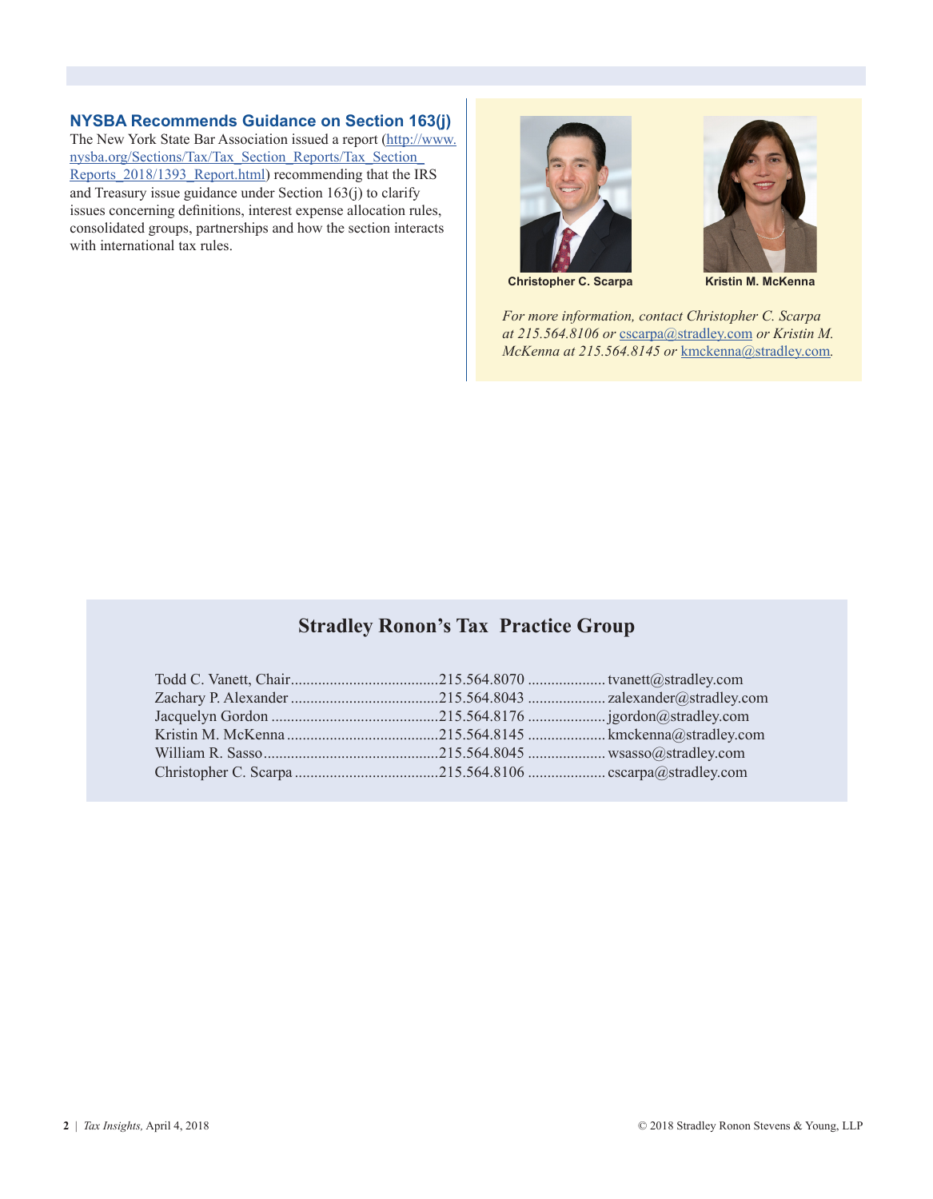## NYSBA Recommends Guidance on Section 163(j)

The New York State Bar Association issued a report (http://www.nysba.org/Sections/Tax/Tax_Section_Reports/Tax_Section_Reports_2018/1393_Report.html) recommending that the IRS and Treasury issue guidance under Section 163(j) to clarify issues concerning definitions, interest expense allocation rules, consolidated groups, partnerships and how the section interacts with international tax rules.

**Christopher C. Scarpa** **Kristin M. McKenna**

*For more information, contact Christopher C. Scarpa at 215.564.8106 or cscarpa@stradley.com or Kristin M. McKenna at 215.564.8145 or kmckenna@stradley.com.*

## Stradley Ronon's Tax Practice Group

| | | |
|---|---|---|
| Todd C. Vanett, Chair | 215.564.8070 | tvanett@stradley.com |
| Zachary P. Alexander | 215.564.8043 | zalexander@stradley.com |
| Jacquelyn Gordon | 215.564.8176 | jgordon@stradley.com |
| Kristin M. McKenna | 215.564.8145 | kmckenna@stradley.com |
| William R. Sasso | 215.564.8045 | wsasso@stradley.com |
| Christopher C. Scarpa | 215.564.8106 | cscarpa@stradley.com |

© 2018 Stradley Ronon Stevens & Young, LLP